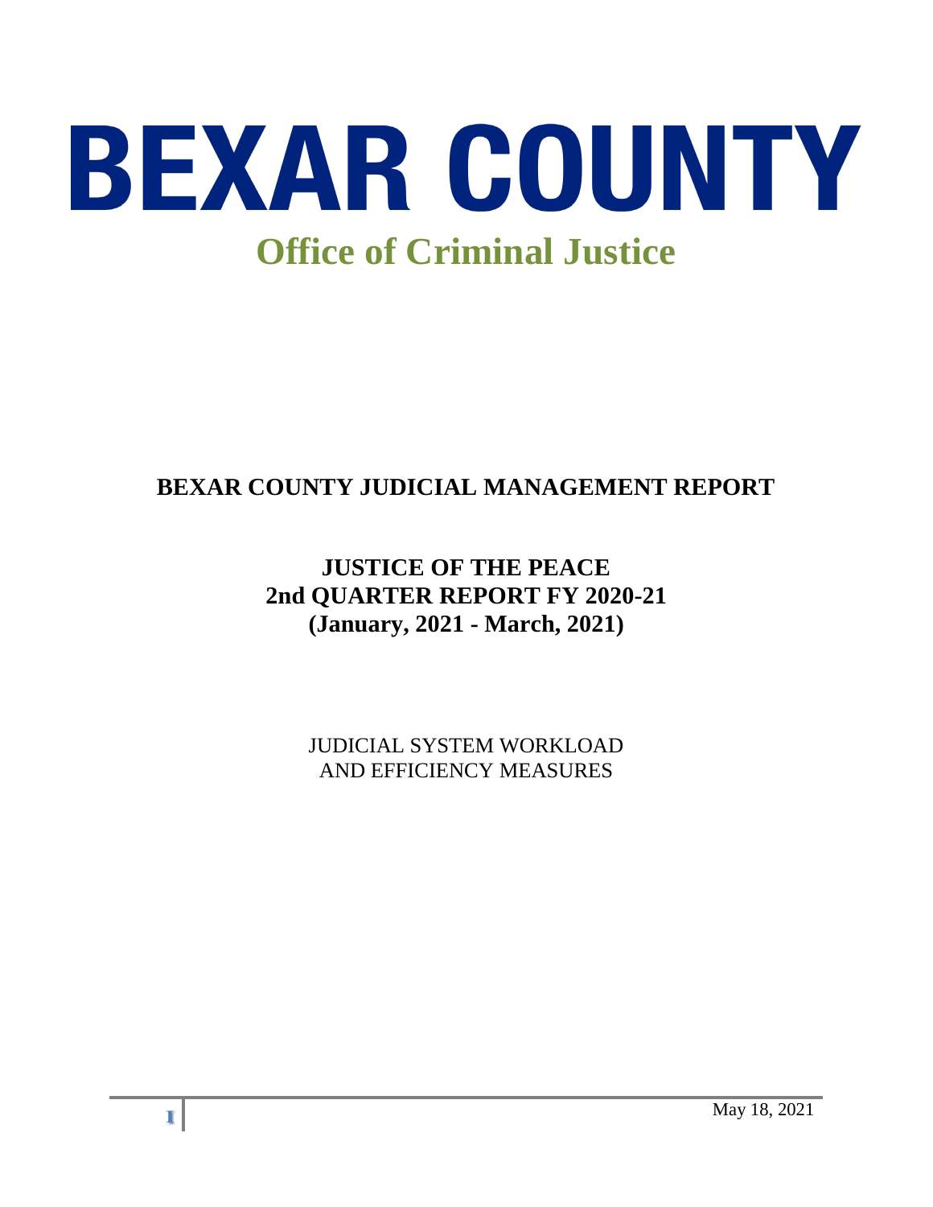# BEXAR COUNTY

## Office of Criminal Justice

## BEXAR COUNTY JUDICIAL MANAGEMENT REPORT

### JUSTICE OF THE PEACE
### 2nd QUARTER REPORT FY 2020-21
### (January, 2021 - March, 2021)

JUDICIAL SYSTEM WORKLOAD
AND EFFICIENCY MEASURES

May 18, 2021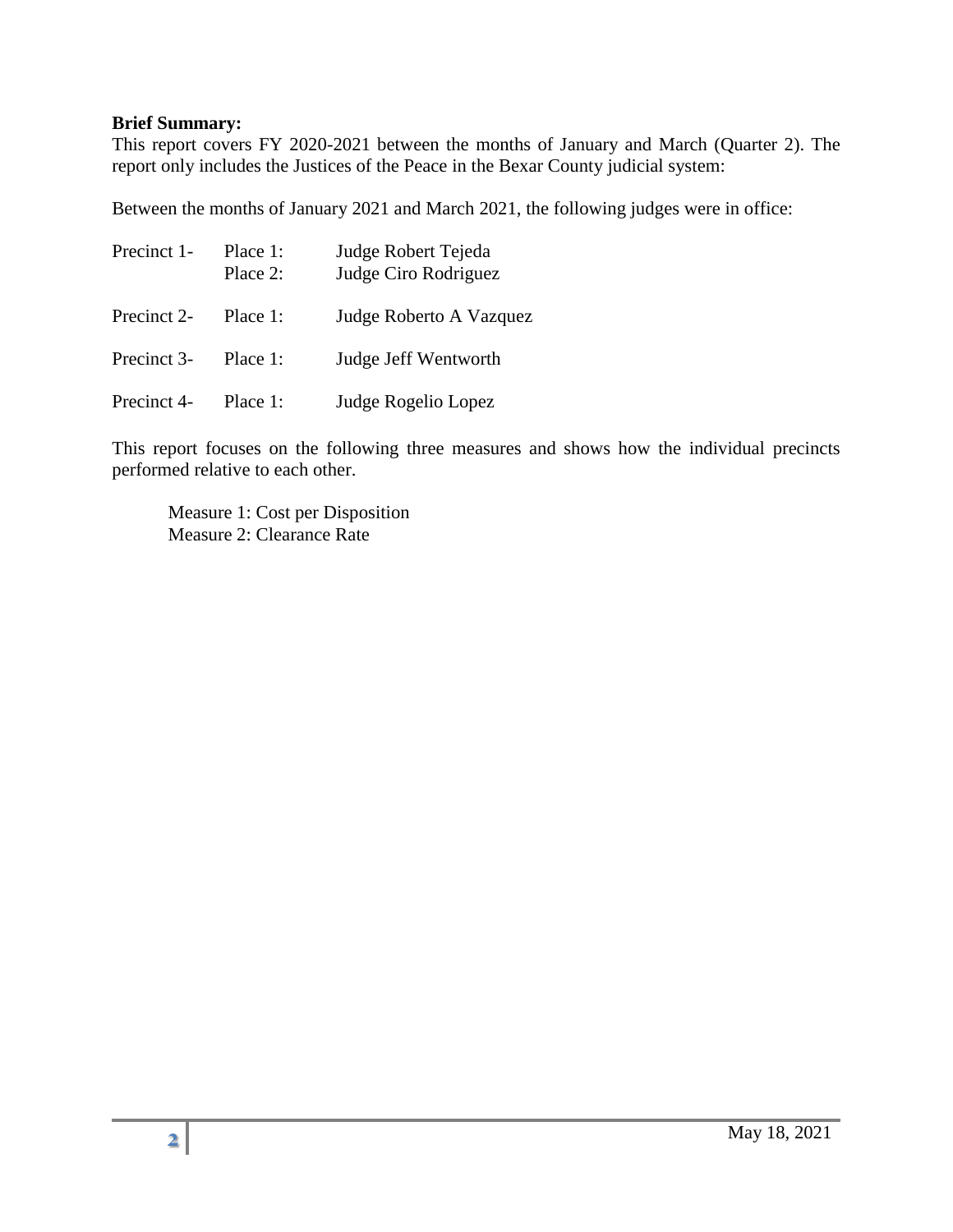**Brief Summary:**

This report covers FY 2020-2021 between the months of January and March (Quarter 2). The report only includes the Justices of the Peace in the Bexar County judicial system:

Between the months of January 2021 and March 2021, the following judges were in office:

| | | |
|---|---|---|
| Precinct 1- | Place 1: | Judge Robert Tejeda |
| | Place 2: | Judge Ciro Rodriguez |
| Precinct 2- | Place 1: | Judge Roberto A Vazquez |
| Precinct 3- | Place 1: | Judge Jeff Wentworth |
| Precinct 4- | Place 1: | Judge Rogelio Lopez |

This report focuses on the following three measures and shows how the individual precincts performed relative to each other.

Measure 1: Cost per Disposition
Measure 2: Clearance Rate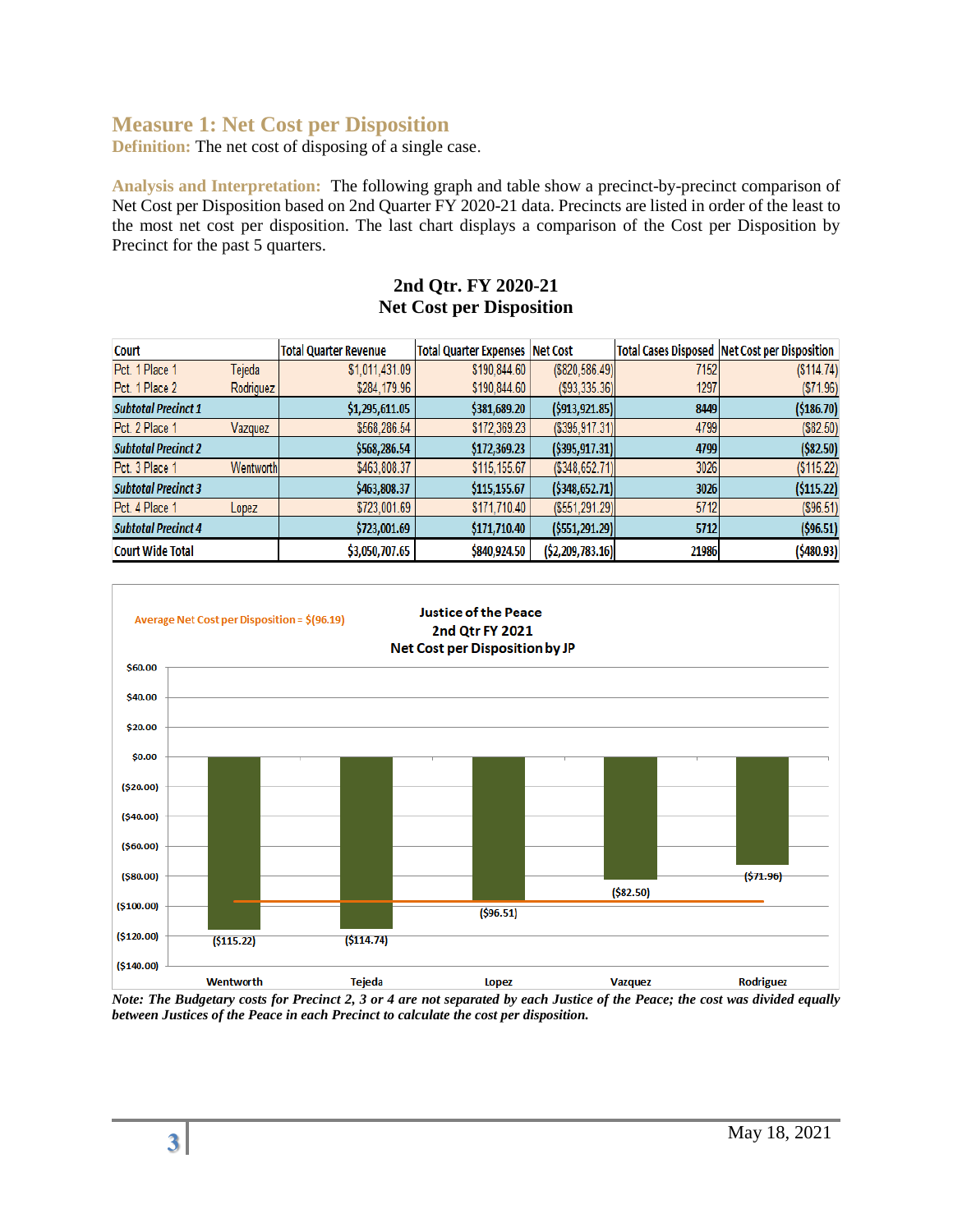## Measure 1: Net Cost per Disposition

**Definition:** The net cost of disposing of a single case.

**Analysis and Interpretation:** The following graph and table show a precinct-by-precinct comparison of Net Cost per Disposition based on 2nd Quarter FY 2020-21 data. Precincts are listed in order of the least to the most net cost per disposition. The last chart displays a comparison of the Cost per Disposition by Precinct for the past 5 quarters.

**2nd Qtr. FY 2020-21**
**Net Cost per Disposition**

| Court | | Total Quarter Revenue | Total Quarter Expenses | Net Cost | Total Cases Disposed | Net Cost per Disposition |
|---|---|---|---|---|---|---|
| Pct. 1 Place 1 | Tejeda | $1,011,431.09 | $190,844.60 | ($820,586.49) | 7152 | ($114.74) |
| Pct. 1 Place 2 | Rodriguez | $284,179.96 | $190,844.60 | ($93,335.36) | 1297 | ($71.96) |
| ***Subtotal Precinct 1*** | | **$1,295,611.05** | **$381,689.20** | **($913,921.85)** | **8449** | **($186.70)** |
| Pct. 2 Place 1 | Vazquez | $568,286.54 | $172,369.23 | ($395,917.31) | 4799 | ($82.50) |
| ***Subtotal Precinct 2*** | | **$568,286.54** | **$172,369.23** | **($395,917.31)** | **4799** | **($82.50)** |
| Pct. 3 Place 1 | Wentworth | $463,808.37 | $115,155.67 | ($348,652.71) | 3026 | ($115.22) |
| ***Subtotal Precinct 3*** | | **$463,808.37** | **$115,155.67** | **($348,652.71)** | **3026** | **($115.22)** |
| Pct. 4 Place 1 | Lopez | $723,001.69 | $171,710.40 | ($551,291.29) | 5712 | ($96.51) |
| ***Subtotal Precinct 4*** | | **$723,001.69** | **$171,710.40** | **($551,291.29)** | **5712** | **($96.51)** |
| Court Wide Total | | $3,050,707.65 | $840,924.50 | ($2,209,783.16) | 21986 | ($480.93) |

**Justice of the Peace**
**2nd Qtr FY 2021**
**Net Cost per Disposition by JP**

Average Net Cost per Disposition = $(96.19)

| JP | Net Cost per Disposition |
|---|---|
| Wentworth | ($115.22) |
| Tejeda | ($114.74) |
| Lopez | ($96.51) |
| Vazquez | ($82.50) |
| Rodriguez | ($71.96) |

*Note: The Budgetary costs for Precinct 2, 3 or 4 are not separated by each Justice of the Peace; the cost was divided equally between Justices of the Peace in each Precinct to calculate the cost per disposition.*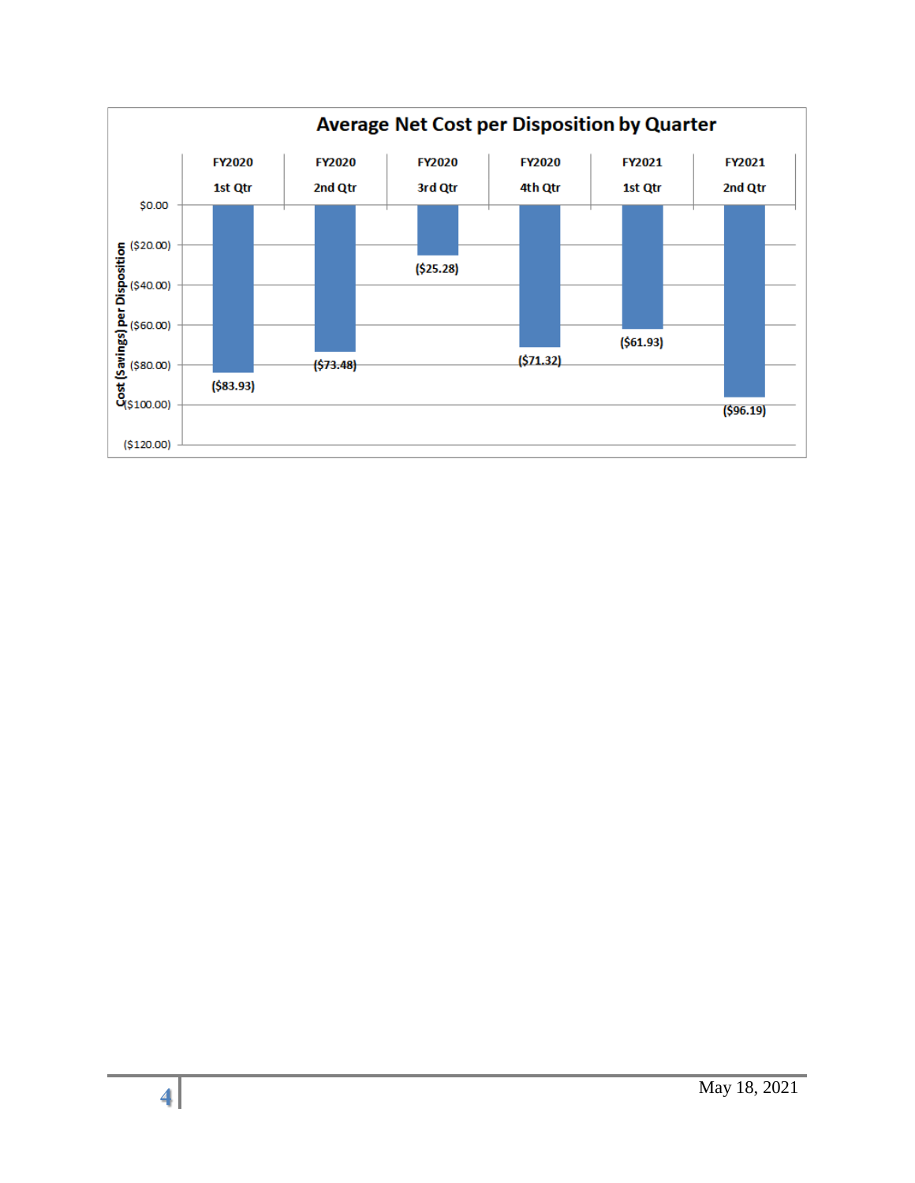## Average Net Cost per Disposition by Quarter

| | FY2020 1st Qtr | FY2020 2nd Qtr | FY2020 3rd Qtr | FY2020 4th Qtr | FY2021 1st Qtr | FY2021 2nd Qtr |
|---|---|---|---|---|---|---|
| Cost (Savings) per Disposition | ($83.93) | ($73.48) | ($25.28) | ($71.32) | ($61.93) | ($96.19) |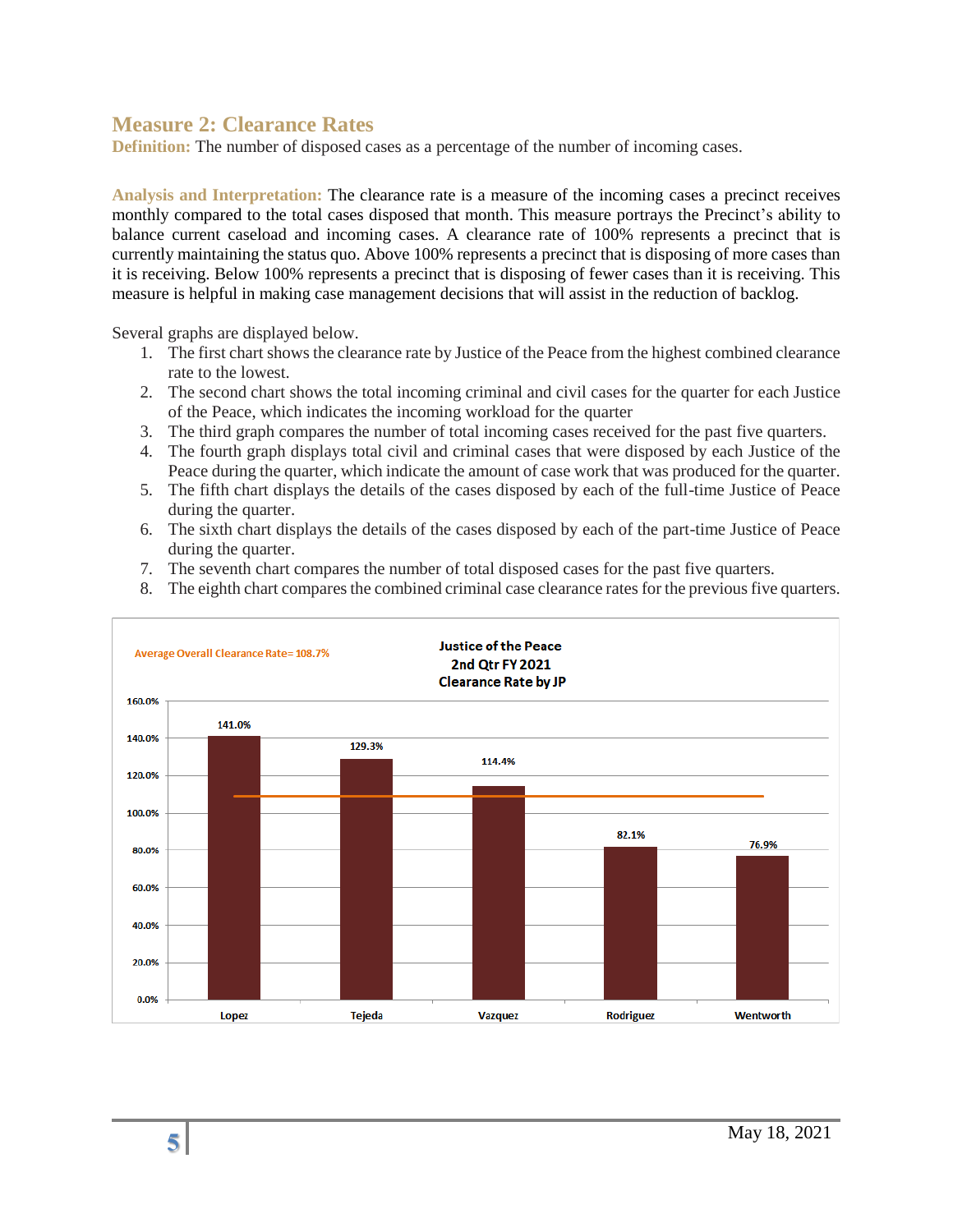## Measure 2: Clearance Rates

**Definition:** The number of disposed cases as a percentage of the number of incoming cases.

**Analysis and Interpretation:** The clearance rate is a measure of the incoming cases a precinct receives monthly compared to the total cases disposed that month. This measure portrays the Precinct's ability to balance current caseload and incoming cases. A clearance rate of 100% represents a precinct that is currently maintaining the status quo. Above 100% represents a precinct that is disposing of more cases than it is receiving. Below 100% represents a precinct that is disposing of fewer cases than it is receiving. This measure is helpful in making case management decisions that will assist in the reduction of backlog.

Several graphs are displayed below.

1. The first chart shows the clearance rate by Justice of the Peace from the highest combined clearance rate to the lowest.
2. The second chart shows the total incoming criminal and civil cases for the quarter for each Justice of the Peace, which indicates the incoming workload for the quarter
3. The third graph compares the number of total incoming cases received for the past five quarters.
4. The fourth graph displays total civil and criminal cases that were disposed by each Justice of the Peace during the quarter, which indicate the amount of case work that was produced for the quarter.
5. The fifth chart displays the details of the cases disposed by each of the full-time Justice of Peace during the quarter.
6. The sixth chart displays the details of the cases disposed by each of the part-time Justice of Peace during the quarter.
7. The seventh chart compares the number of total disposed cases for the past five quarters.
8. The eighth chart compares the combined criminal case clearance rates for the previous five quarters.

**Justice of the Peace 2nd Qtr FY 2021 Clearance Rate by JP**

Average Overall Clearance Rate= 108.7%

| Justice of the Peace | Clearance Rate |
|---|---|
| Lopez | 141.0% |
| Tejeda | 129.3% |
| Vazquez | 114.4% |
| Rodriguez | 82.1% |
| Wentworth | 76.9% |

May 18, 2021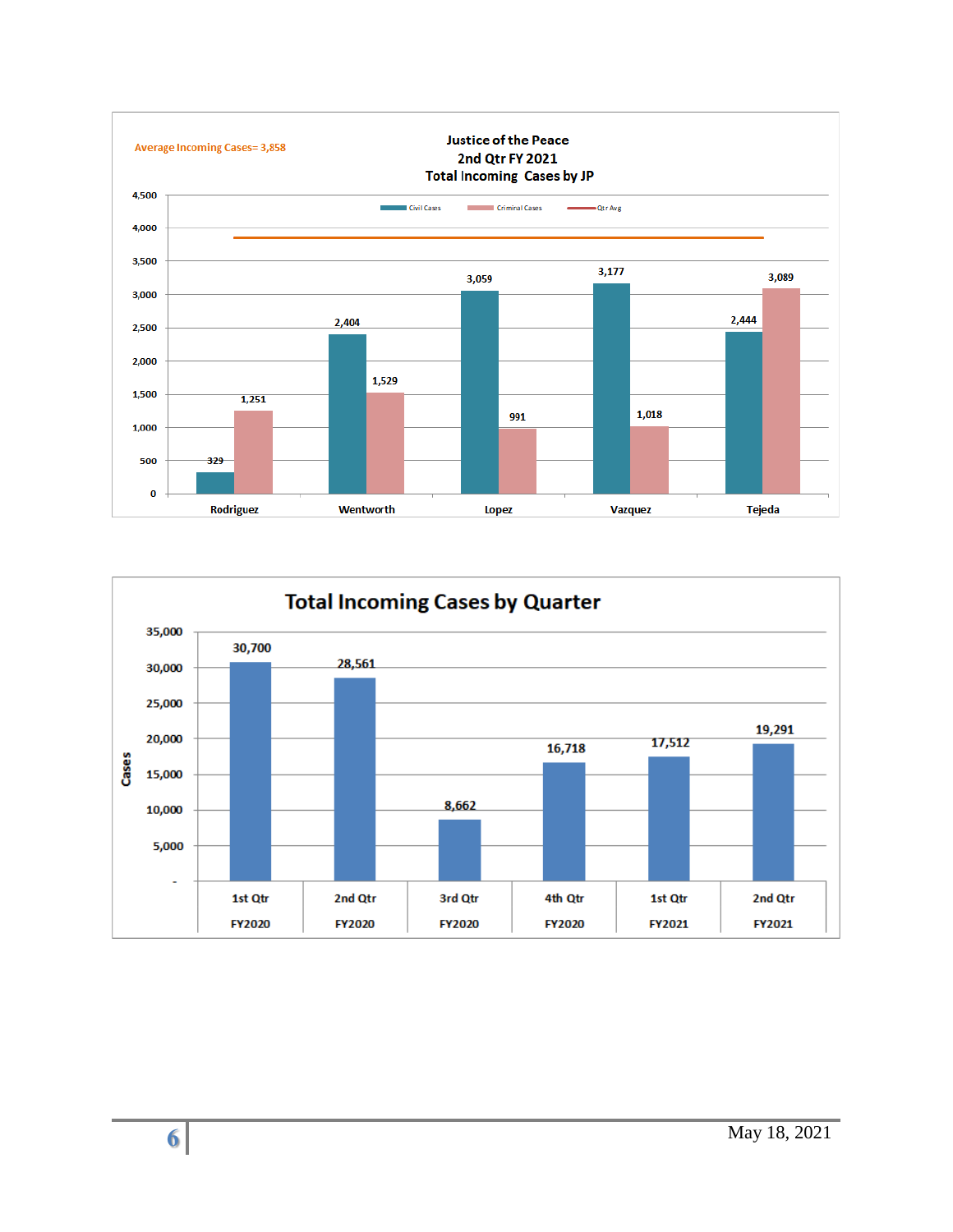**Justice of the Peace**
**2nd Qtr FY 2021**
**Total Incoming Cases by JP**

Average Incoming Cases= 3,858

| JP | Civil Cases | Criminal Cases |
|---|---|---|
| Rodriguez | 329 | 1,251 |
| Wentworth | 2,404 | 1,529 |
| Lopez | 3,059 | 991 |
| Vazquez | 3,177 | 1,018 |
| Tejeda | 2,444 | 3,089 |

**Total Incoming Cases by Quarter**

| Quarter | Cases |
|---|---|
| 1st Qtr FY2020 | 30,700 |
| 2nd Qtr FY2020 | 28,561 |
| 3rd Qtr FY2020 | 8,662 |
| 4th Qtr FY2020 | 16,718 |
| 1st Qtr FY2021 | 17,512 |
| 2nd Qtr FY2021 | 19,291 |

May 18, 2021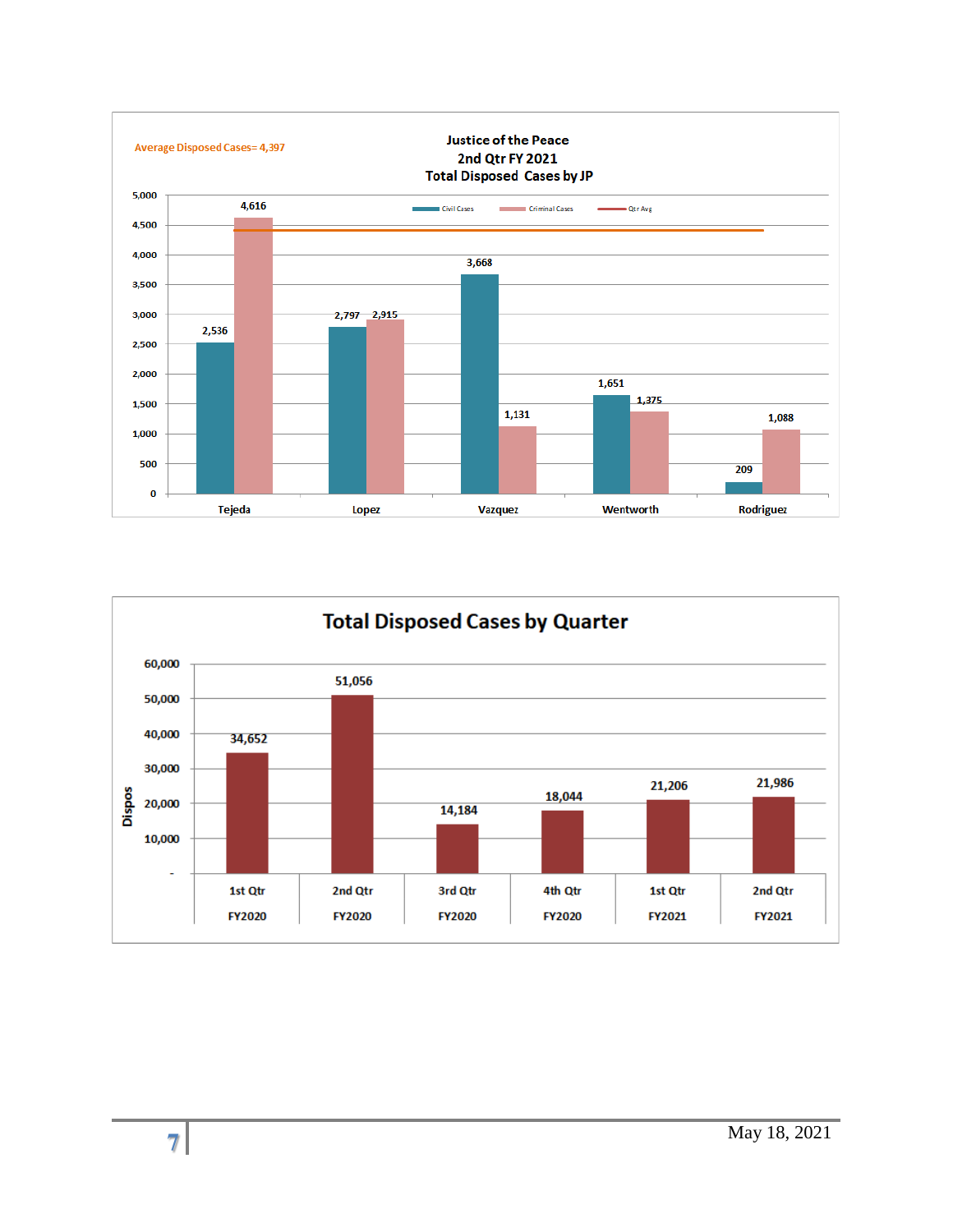## Justice of the Peace
## 2nd Qtr FY 2021
## Total Disposed Cases by JP

Average Disposed Cases= 4,397

| JP | Civil Cases | Criminal Cases |
|---|---|---|
| Tejeda | 2,536 | 4,616 |
| Lopez | 2,797 | 2,915 |
| Vazquez | 3,668 | 1,131 |
| Wentworth | 1,651 | 1,375 |
| Rodriguez | 209 | 1,088 |

## Total Disposed Cases by Quarter

| Quarter | Dispos |
|---|---|
| 1st Qtr FY2020 | 34,652 |
| 2nd Qtr FY2020 | 51,056 |
| 3rd Qtr FY2020 | 14,184 |
| 4th Qtr FY2020 | 18,044 |
| 1st Qtr FY2021 | 21,206 |
| 2nd Qtr FY2021 | 21,986 |

May 18, 2021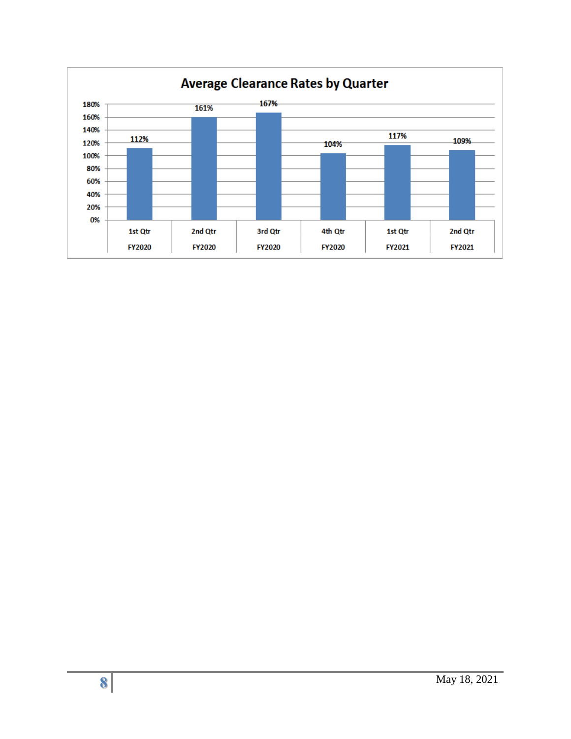**Average Clearance Rates by Quarter**

| Quarter | Average Clearance Rate |
|---|---|
| 1st Qtr FY2020 | 112% |
| 2nd Qtr FY2020 | 161% |
| 3rd Qtr FY2020 | 167% |
| 4th Qtr FY2020 | 104% |
| 1st Qtr FY2021 | 117% |
| 2nd Qtr FY2021 | 109% |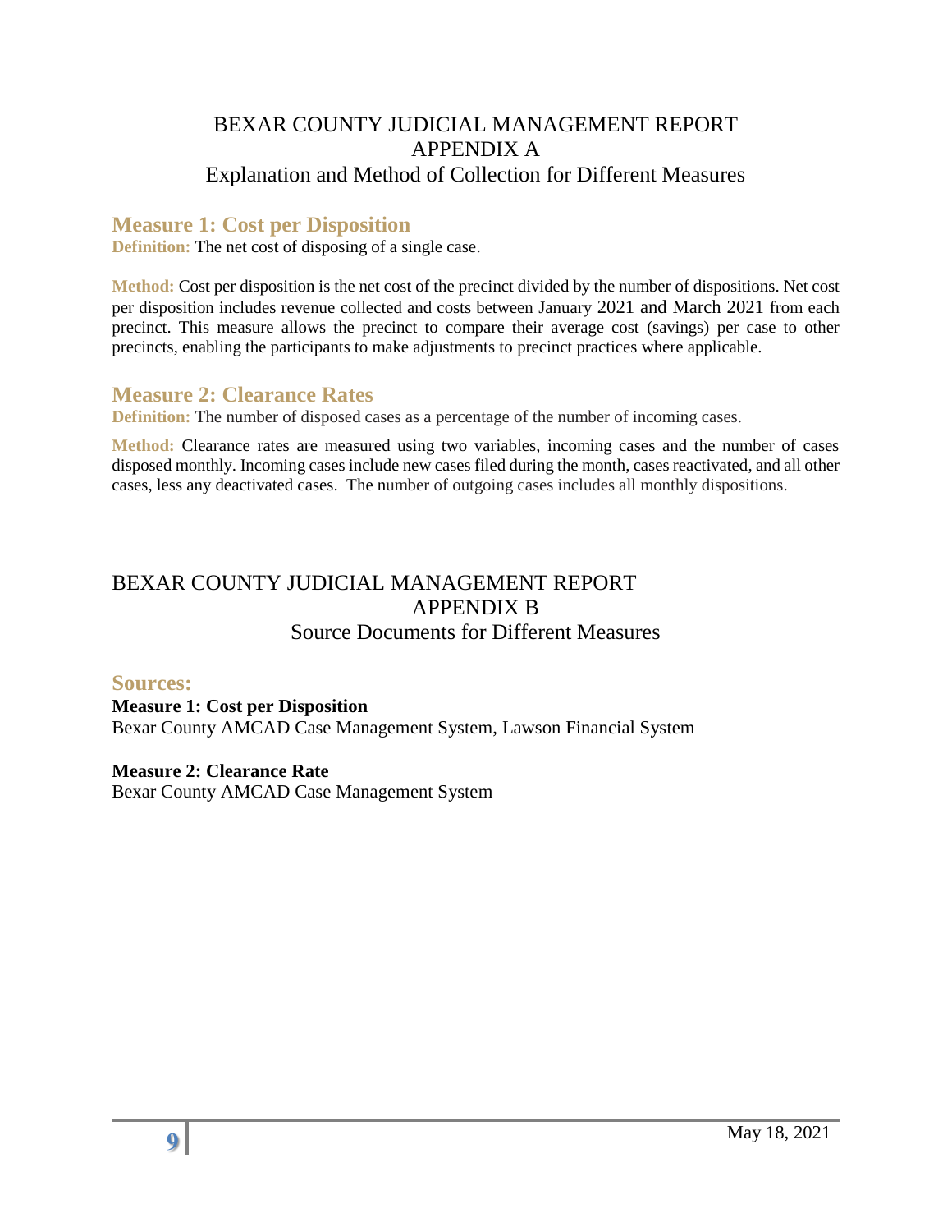# BEXAR COUNTY JUDICIAL MANAGEMENT REPORT
# APPENDIX A
## Explanation and Method of Collection for Different Measures

### Measure 1: Cost per Disposition

**Definition:** The net cost of disposing of a single case.

**Method:** Cost per disposition is the net cost of the precinct divided by the number of dispositions. Net cost per disposition includes revenue collected and costs between January 2021 and March 2021 from each precinct. This measure allows the precinct to compare their average cost (savings) per case to other precincts, enabling the participants to make adjustments to precinct practices where applicable.

### Measure 2: Clearance Rates

**Definition:** The number of disposed cases as a percentage of the number of incoming cases.

**Method:** Clearance rates are measured using two variables, incoming cases and the number of cases disposed monthly. Incoming cases include new cases filed during the month, cases reactivated, and all other cases, less any deactivated cases. The number of outgoing cases includes all monthly dispositions.

# BEXAR COUNTY JUDICIAL MANAGEMENT REPORT
# APPENDIX B
## Source Documents for Different Measures

### Sources:

**Measure 1: Cost per Disposition**
Bexar County AMCAD Case Management System, Lawson Financial System

**Measure 2: Clearance Rate**
Bexar County AMCAD Case Management System